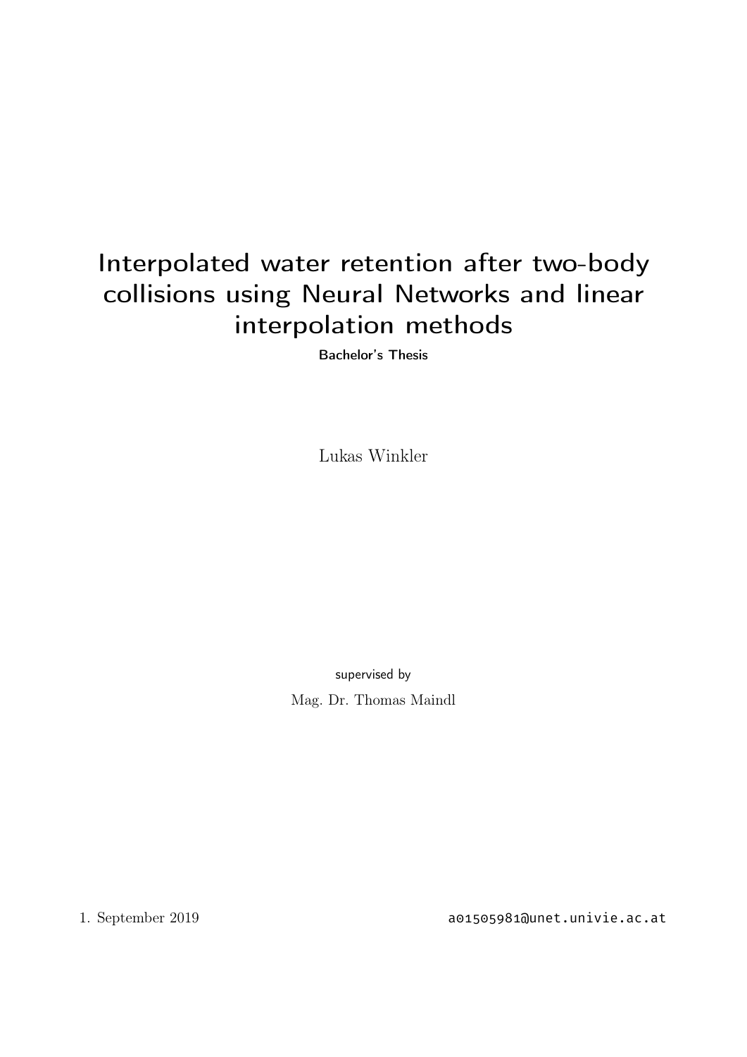# Interpolated water retention after two-body collisions using Neural Networks and linear interpolation methods

Bachelor's Thesis

Lukas Winkler

supervised by

Mag. Dr. Thomas Maindl

1. September 2019

a01505981@unet.univie.ac.at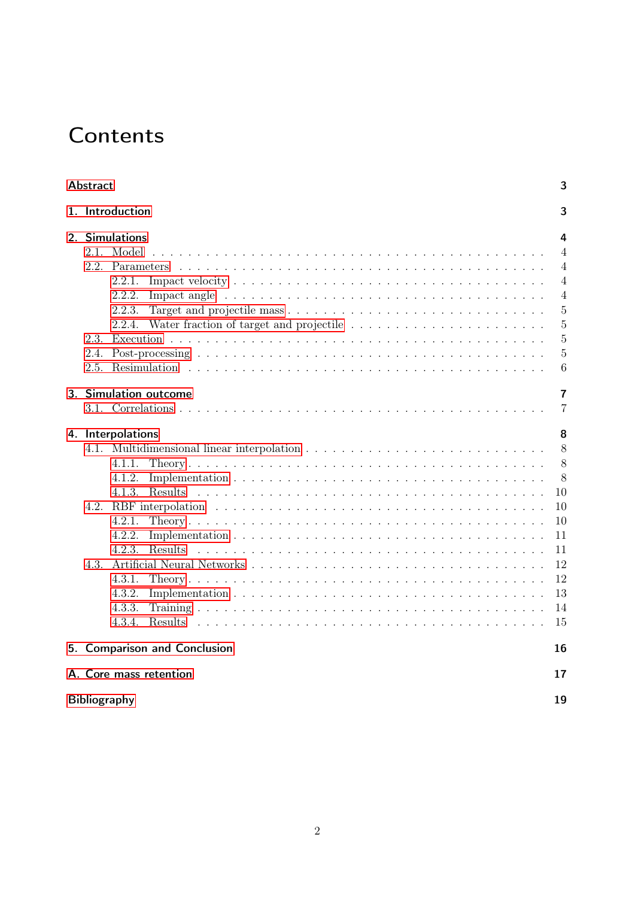# Contents

**Abstract** **3**

**1. Introduction** **3**

**2. Simulations** **4**

- 2.1. Model 4
- 2.2. Parameters 4
  - 2.2.1. Impact velocity 4
  - 2.2.2. Impact angle 4
  - 2.2.3. Target and projectile mass 5
  - 2.2.4. Water fraction of target and projectile 5
- 2.3. Execution 5
- 2.4. Post-processing 5
- 2.5. Resimulation 6

**3. Simulation outcome** **7**

- 3.1. Correlations 7

**4. Interpolations** **8**

- 4.1. Multidimensional linear interpolation 8
  - 4.1.1. Theory 8
  - 4.1.2. Implementation 8
  - 4.1.3. Results 10
- 4.2. RBF interpolation 10
  - 4.2.1. Theory 10
  - 4.2.2. Implementation 11
  - 4.2.3. Results 11
- 4.3. Artificial Neural Networks 12
  - 4.3.1. Theory 12
  - 4.3.2. Implementation 13
  - 4.3.3. Training 14
  - 4.3.4. Results 15

**5. Comparison and Conclusion** **16**

**A. Core mass retention** **17**

**Bibliography** **19**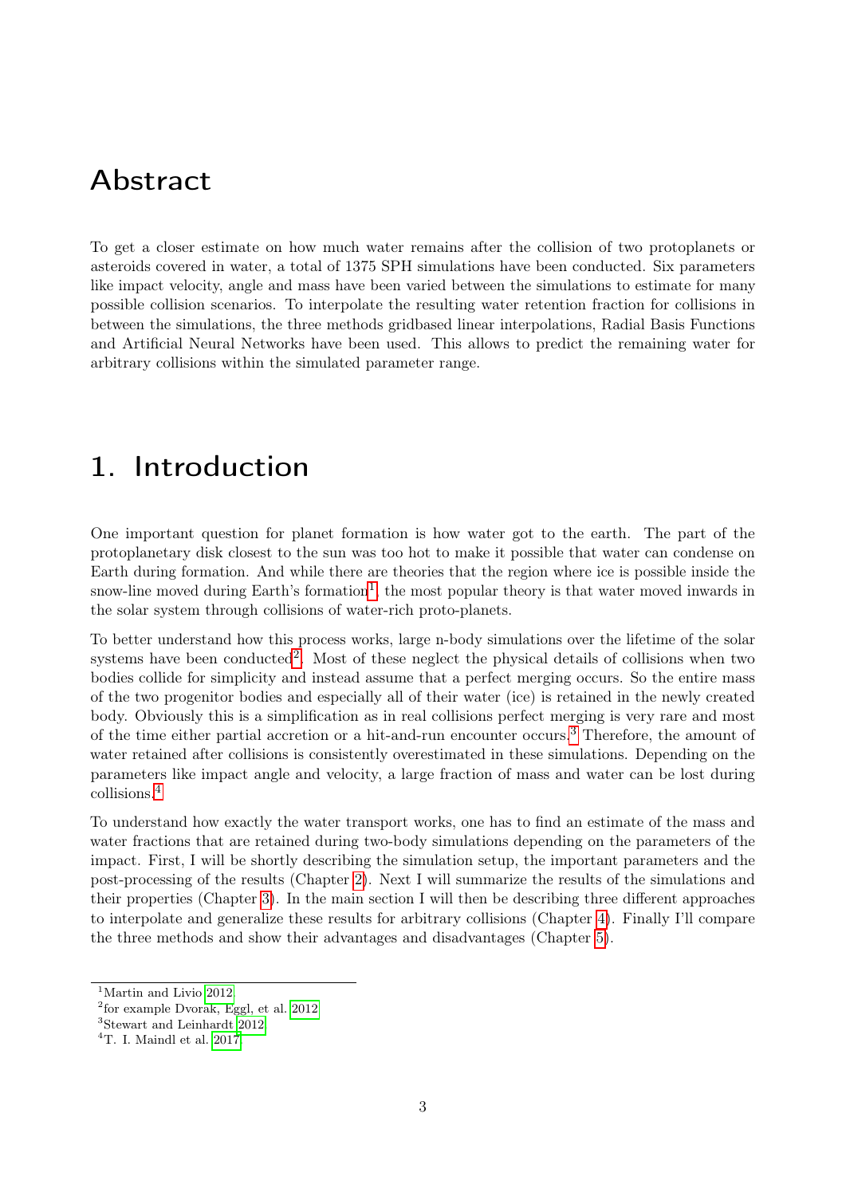# Abstract

To get a closer estimate on how much water remains after the collision of two protoplanets or asteroids covered in water, a total of 1375 SPH simulations have been conducted. Six parameters like impact velocity, angle and mass have been varied between the simulations to estimate for many possible collision scenarios. To interpolate the resulting water retention fraction for collisions in between the simulations, the three methods gridbased linear interpolations, Radial Basis Functions and Artificial Neural Networks have been used. This allows to predict the remaining water for arbitrary collisions within the simulated parameter range.

# 1. Introduction

One important question for planet formation is how water got to the earth. The part of the protoplanetary disk closest to the sun was too hot to make it possible that water can condense on Earth during formation. And while there are theories that the region where ice is possible inside the snow-line moved during Earth's formation[1], the most popular theory is that water moved inwards in the solar system through collisions of water-rich proto-planets.

To better understand how this process works, large n-body simulations over the lifetime of the solar systems have been conducted[2]. Most of these neglect the physical details of collisions when two bodies collide for simplicity and instead assume that a perfect merging occurs. So the entire mass of the two progenitor bodies and especially all of their water (ice) is retained in the newly created body. Obviously this is a simplification as in real collisions perfect merging is very rare and most of the time either partial accretion or a hit-and-run encounter occurs.[3] Therefore, the amount of water retained after collisions is consistently overestimated in these simulations. Depending on the parameters like impact angle and velocity, a large fraction of mass and water can be lost during collisions.[4]

To understand how exactly the water transport works, one has to find an estimate of the mass and water fractions that are retained during two-body simulations depending on the parameters of the impact. First, I will be shortly describing the simulation setup, the important parameters and the post-processing of the results (Chapter 2). Next I will summarize the results of the simulations and their properties (Chapter 3). In the main section I will then be describing three different approaches to interpolate and generalize these results for arbitrary collisions (Chapter 4). Finally I'll compare the three methods and show their advantages and disadvantages (Chapter 5).

[1] Martin and Livio 2012

[2] for example Dvorak, Eggl, et al. 2012

[3] Stewart and Leinhardt 2012

[4] T. I. Maindl et al. 2017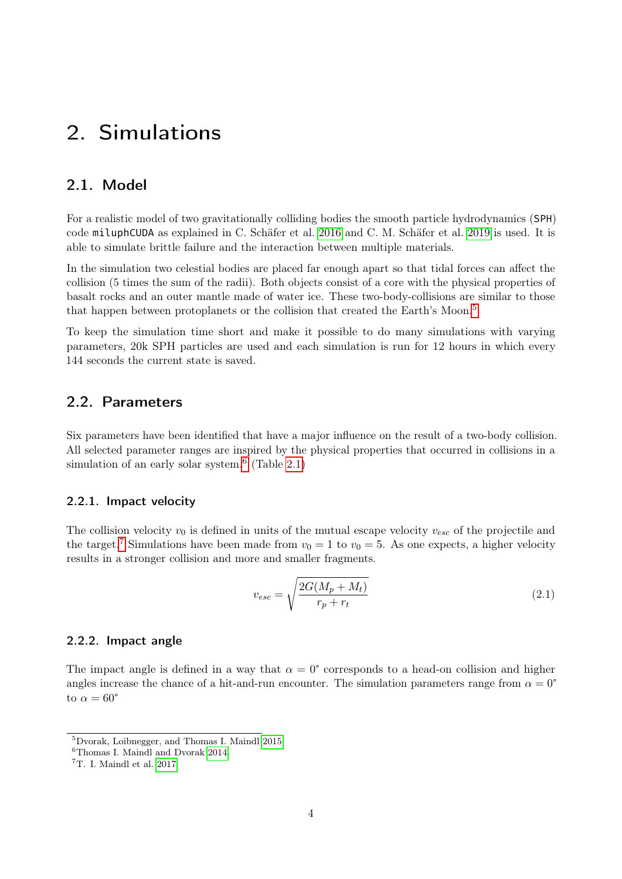# 2. Simulations

## 2.1. Model

For a realistic model of two gravitationally colliding bodies the smooth particle hydrodynamics (SPH) code `miluphCUDA` as explained in C. Schäfer et al. 2016 and C. M. Schäfer et al. 2019 is used. It is able to simulate brittle failure and the interaction between multiple materials.

In the simulation two celestial bodies are placed far enough apart so that tidal forces can affect the collision (5 times the sum of the radii). Both objects consist of a core with the physical properties of basalt rocks and an outer mantle made of water ice. These two-body-collisions are similar to those that happen between protoplanets or the collision that created the Earth's Moon.[5]

To keep the simulation time short and make it possible to do many simulations with varying parameters, 20k SPH particles are used and each simulation is run for 12 hours in which every 144 seconds the current state is saved.

## 2.2. Parameters

Six parameters have been identified that have a major influence on the result of a two-body collision. All selected parameter ranges are inspired by the physical properties that occurred in collisions in a simulation of an early solar system.[6] (Table 2.1)

### 2.2.1. Impact velocity

The collision velocity $v_0$ is defined in units of the mutual escape velocity $v_{esc}$ of the projectile and the target.[7] Simulations have been made from $v_0 = 1$ to $v_0 = 5$. As one expects, a higher velocity results in a stronger collision and more and smaller fragments.

$$v_{esc} = \sqrt{\frac{2G(M_p + M_t)}{r_p + r_t}} \tag{2.1}$$

### 2.2.2. Impact angle

The impact angle is defined in a way that $\alpha = 0^\circ$ corresponds to a head-on collision and higher angles increase the chance of a hit-and-run encounter. The simulation parameters range from $\alpha = 0^\circ$ to $\alpha = 60^\circ$

[5] Dvorak, Loibnegger, and Thomas I. Maindl 2015

[6] Thomas I. Maindl and Dvorak 2014

[7] T. I. Maindl et al. 2017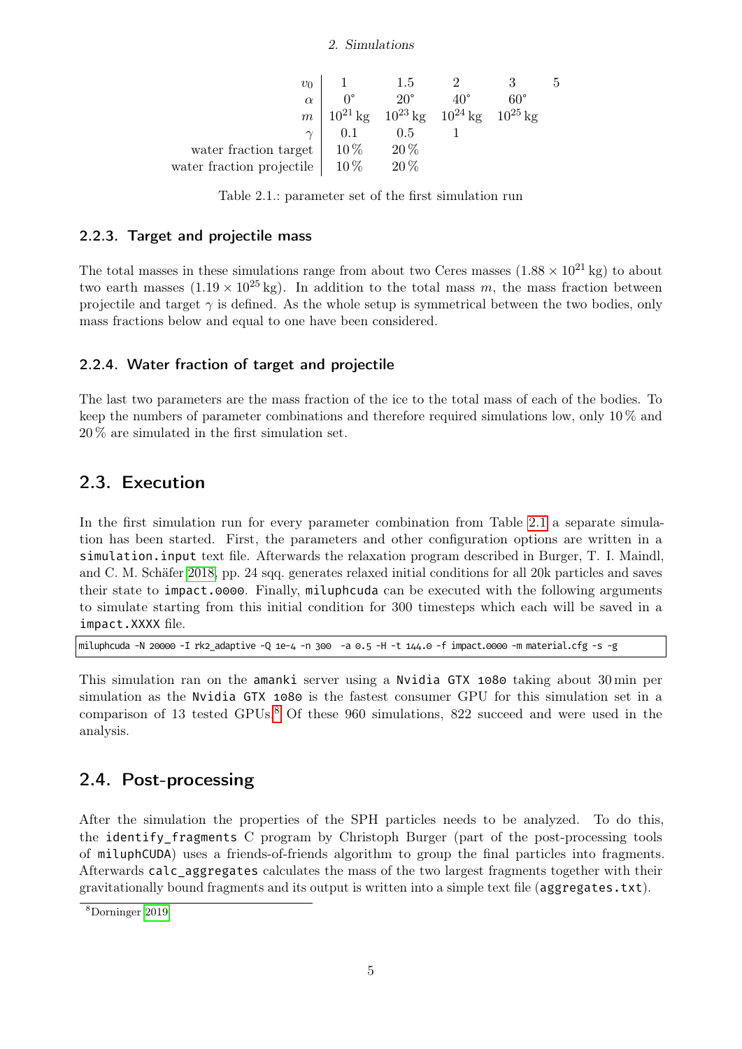| | | | | | |
|---|---|---|---|---|---|
| $v_0$ | 1 | 1.5 | 2 | 3 | 5 |
| $\alpha$ | $0°$ | $20°$ | $40°$ | $60°$ | |
| $m$ | $10^{21}$ kg | $10^{23}$ kg | $10^{24}$ kg | $10^{25}$ kg | |
| $\gamma$ | 0.1 | 0.5 | 1 | | |
| water fraction target | 10 % | 20 % | | | |
| water fraction projectile | 10 % | 20 % | | | |

Table 2.1.: parameter set of the first simulation run

### 2.2.3. Target and projectile mass

The total masses in these simulations range from about two Ceres masses ($1.88 \times 10^{21}$ kg) to about two earth masses ($1.19 \times 10^{25}$ kg). In addition to the total mass $m$, the mass fraction between projectile and target $\gamma$ is defined. As the whole setup is symmetrical between the two bodies, only mass fractions below and equal to one have been considered.

### 2.2.4. Water fraction of target and projectile

The last two parameters are the mass fraction of the ice to the total mass of each of the bodies. To keep the numbers of parameter combinations and therefore required simulations low, only 10 % and 20 % are simulated in the first simulation set.

## 2.3. Execution

In the first simulation run for every parameter combination from Table 2.1 a separate simulation has been started. First, the parameters and other configuration options are written in a `simulation.input` text file. Afterwards the relaxation program described in Burger, T. I. Maindl, and C. M. Schäfer 2018, pp. 24 sqq. generates relaxed initial conditions for all 20k particles and saves their state to `impact.0000`. Finally, `miluphcuda` can be executed with the following arguments to simulate starting from this initial condition for 300 timesteps which each will be saved in a `impact.XXXX` file.

```
miluphcuda -N 20000 -I rk2_adaptive -Q 1e-4 -n 300  -a 0.5 -H -t 144.0 -f impact.0000 -m material.cfg -s -g
```

This simulation ran on the `amanki` server using a `Nvidia GTX 1080` taking about 30 min per simulation as the `Nvidia GTX 1080` is the fastest consumer GPU for this simulation set in a comparison of 13 tested GPUs.[8] Of these 960 simulations, 822 succeed and were used in the analysis.

## 2.4. Post-processing

After the simulation the properties of the SPH particles needs to be analyzed. To do this, the `identify_fragments` C program by Christoph Burger (part of the post-processing tools of `miluphCUDA`) uses a friends-of-friends algorithm to group the final particles into fragments. Afterwards `calc_aggregates` calculates the mass of the two largest fragments together with their gravitationally bound fragments and its output is written into a simple text file (`aggregates.txt`).

[8] Dorninger 2019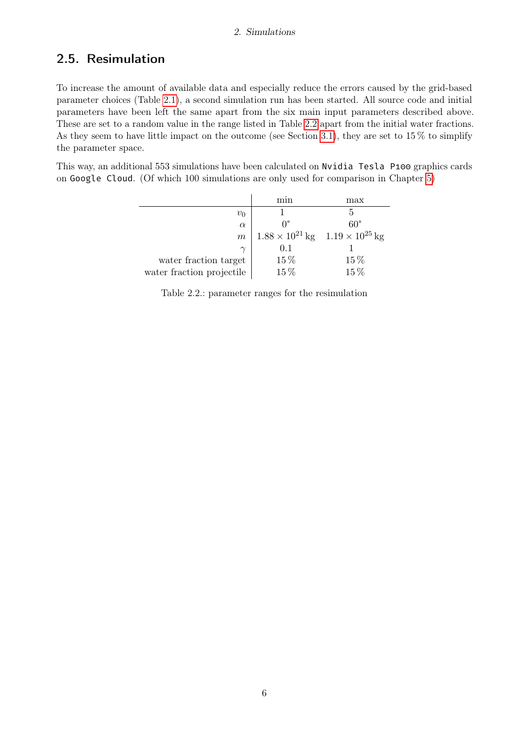## 2.5. Resimulation

To increase the amount of available data and especially reduce the errors caused by the grid-based parameter choices (Table 2.1), a second simulation run has been started. All source code and initial parameters have been left the same apart from the six main input parameters described above. These are set to a random value in the range listed in Table 2.2 apart from the initial water fractions. As they seem to have little impact on the outcome (see Section 3.1), they are set to 15 % to simplify the parameter space.

This way, an additional 553 simulations have been calculated on `Nvidia Tesla P100` graphics cards on `Google Cloud`. (Of which 100 simulations are only used for comparison in Chapter 5)

| | min | max |
|---|---|---|
| $v_0$ | 1 | 5 |
| $\alpha$ | $0^{\circ}$ | $60^{\circ}$ |
| $m$ | $1.88 \times 10^{21}\,\mathrm{kg}$ | $1.19 \times 10^{25}\,\mathrm{kg}$ |
| $\gamma$ | 0.1 | 1 |
| water fraction target | 15 % | 15 % |
| water fraction projectile | 15 % | 15 % |

Table 2.2.: parameter ranges for the resimulation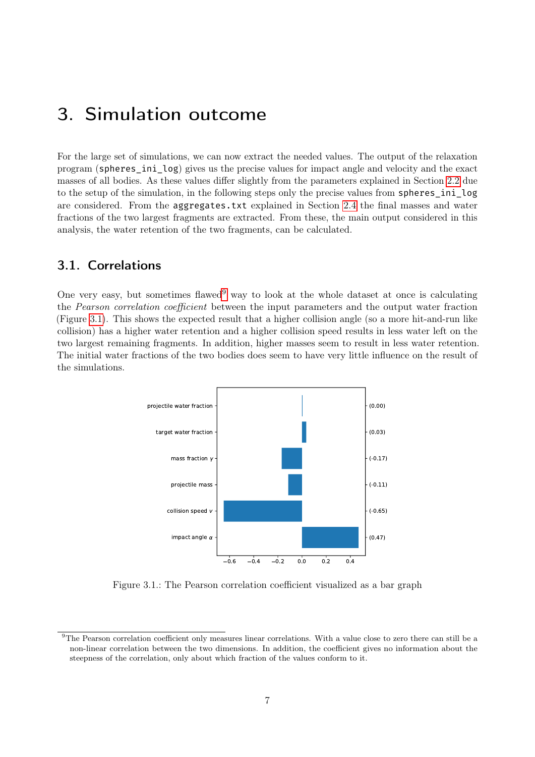# 3. Simulation outcome

For the large set of simulations, we can now extract the needed values. The output of the relaxation program (`spheres_ini_log`) gives us the precise values for impact angle and velocity and the exact masses of all bodies. As these values differ slightly from the parameters explained in Section 2.2 due to the setup of the simulation, in the following steps only the precise values from `spheres_ini_log` are considered. From the `aggregates.txt` explained in Section 2.4 the final masses and water fractions of the two largest fragments are extracted. From these, the main output considered in this analysis, the water retention of the two fragments, can be calculated.

## 3.1. Correlations

One very easy, but sometimes flawed[9] way to look at the whole dataset at once is calculating the *Pearson correlation coefficient* between the input parameters and the output water fraction (Figure 3.1). This shows the expected result that a higher collision angle (so a more hit-and-run like collision) has a higher water retention and a higher collision speed results in less water left on the two largest remaining fragments. In addition, higher masses seem to result in less water retention. The initial water fractions of the two bodies does seem to have very little influence on the result of the simulations.

| Parameter | Pearson correlation coefficient |
|---|---|
| projectile water fraction | (0.00) |
| target water fraction | (0.03) |
| mass fraction $\gamma$ | (-0.17) |
| projectile mass | (-0.11) |
| collision speed $v$ | (-0.65) |
| impact angle $\alpha$ | (0.47) |

Figure 3.1.: The Pearson correlation coefficient visualized as a bar graph

[9] The Pearson correlation coefficient only measures linear correlations. With a value close to zero there can still be a non-linear correlation between the two dimensions. In addition, the coefficient gives no information about the steepness of the correlation, only about which fraction of the values conform to it.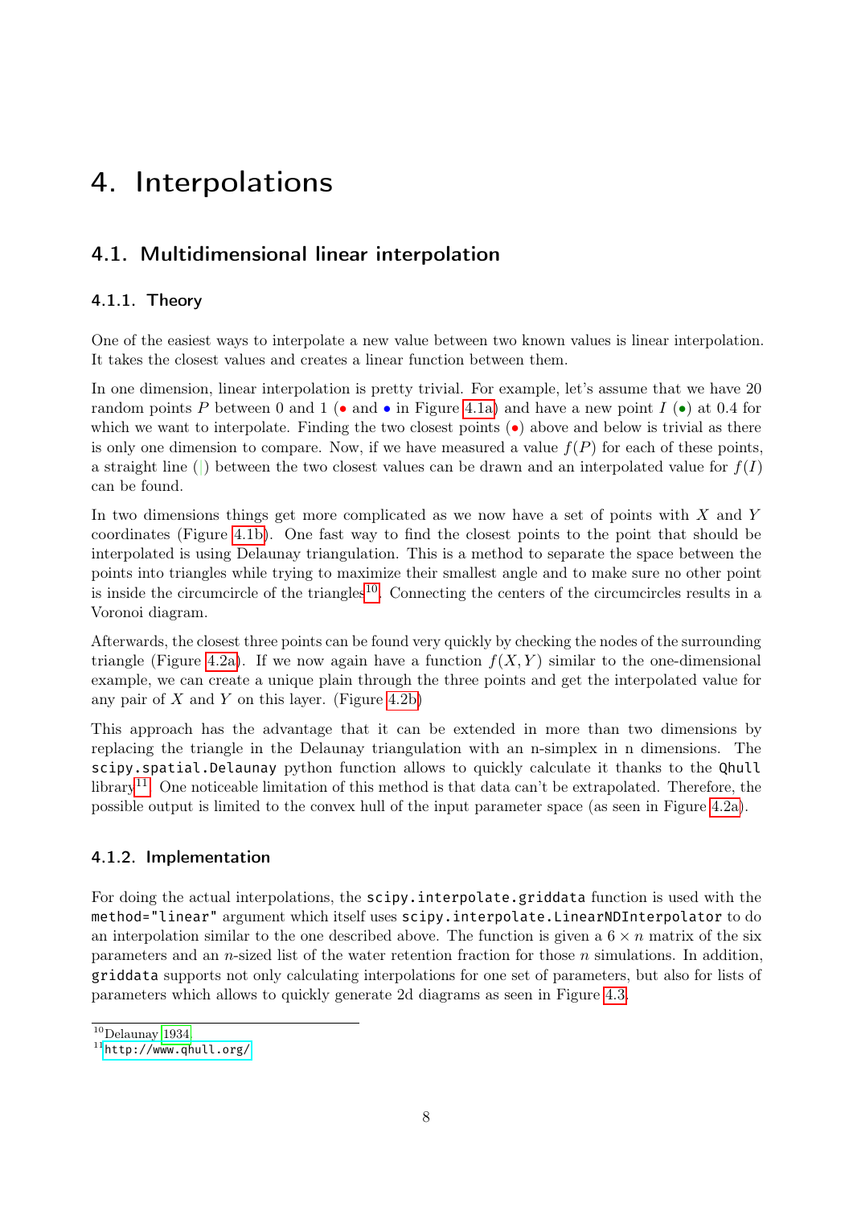# 4. Interpolations

## 4.1. Multidimensional linear interpolation

### 4.1.1. Theory

One of the easiest ways to interpolate a new value between two known values is linear interpolation. It takes the closest values and creates a linear function between them.

In one dimension, linear interpolation is pretty trivial. For example, let's assume that we have 20 random points $P$ between 0 and 1 (• and • in Figure 4.1a) and have a new point $I$ (•) at 0.4 for which we want to interpolate. Finding the two closest points (•) above and below is trivial as there is only one dimension to compare. Now, if we have measured a value $f(P)$ for each of these points, a straight line (|) between the two closest values can be drawn and an interpolated value for $f(I)$ can be found.

In two dimensions things get more complicated as we now have a set of points with $X$ and $Y$ coordinates (Figure 4.1b). One fast way to find the closest points to the point that should be interpolated is using Delaunay triangulation. This is a method to separate the space between the points into triangles while trying to maximize their smallest angle and to make sure no other point is inside the circumcircle of the triangles[10]. Connecting the centers of the circumcircles results in a Voronoi diagram.

Afterwards, the closest three points can be found very quickly by checking the nodes of the surrounding triangle (Figure 4.2a). If we now again have a function $f(X, Y)$ similar to the one-dimensional example, we can create a unique plain through the three points and get the interpolated value for any pair of $X$ and $Y$ on this layer. (Figure 4.2b)

This approach has the advantage that it can be extended in more than two dimensions by replacing the triangle in the Delaunay triangulation with an n-simplex in n dimensions. The `scipy.spatial.Delaunay` python function allows to quickly calculate it thanks to the `Qhull` library[11]. One noticeable limitation of this method is that data can't be extrapolated. Therefore, the possible output is limited to the convex hull of the input parameter space (as seen in Figure 4.2a).

### 4.1.2. Implementation

For doing the actual interpolations, the `scipy.interpolate.griddata` function is used with the `method="linear"` argument which itself uses `scipy.interpolate.LinearNDInterpolator` to do an interpolation similar to the one described above. The function is given a $6 \times n$ matrix of the six parameters and an $n$-sized list of the water retention fraction for those $n$ simulations. In addition, `griddata` supports not only calculating interpolations for one set of parameters, but also for lists of parameters which allows to quickly generate 2d diagrams as seen in Figure 4.3.

---

[10] Delaunay 1934

[11] http://www.qhull.org/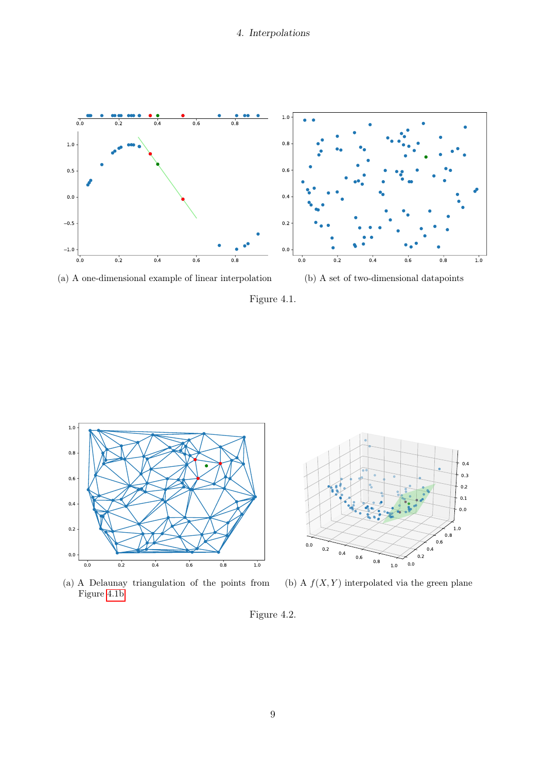(a) A one-dimensional example of linear interpolation

(b) A set of two-dimensional datapoints

Figure 4.1.

(a) A Delaunay triangulation of the points from Figure 4.1b

(b) A $f(X, Y)$ interpolated via the green plane

Figure 4.2.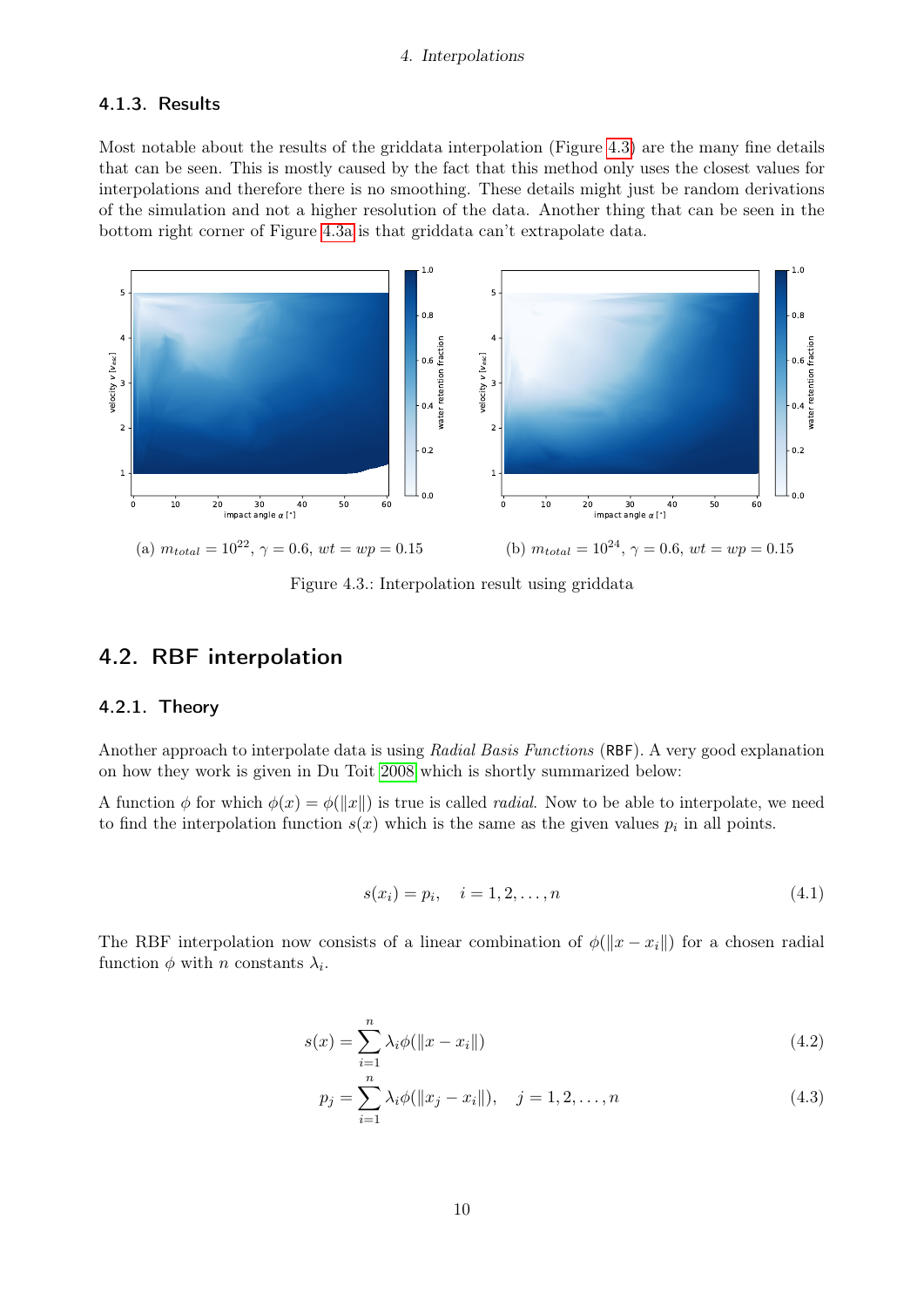### 4.1.3. Results

Most notable about the results of the griddata interpolation (Figure 4.3) are the many fine details that can be seen. This is mostly caused by the fact that this method only uses the closest values for interpolations and therefore there is no smoothing. These details might just be random derivations of the simulation and not a higher resolution of the data. Another thing that can be seen in the bottom right corner of Figure 4.3a is that griddata can't extrapolate data.

(a) $m_{total} = 10^{22}$, $\gamma = 0.6$, $wt = wp = 0.15$

(b) $m_{total} = 10^{24}$, $\gamma = 0.6$, $wt = wp = 0.15$

Figure 4.3.: Interpolation result using griddata

## 4.2. RBF interpolation

### 4.2.1. Theory

Another approach to interpolate data is using *Radial Basis Functions* (RBF). A very good explanation on how they work is given in Du Toit 2008 which is shortly summarized below:

A function $\phi$ for which $\phi(x) = \phi(\|x\|)$ is true is called *radial*. Now to be able to interpolate, we need to find the interpolation function $s(x)$ which is the same as the given values $p_i$ in all points.

$$s(x_i) = p_i, \quad i = 1, 2, \ldots, n \tag{4.1}$$

The RBF interpolation now consists of a linear combination of $\phi(\|x - x_i\|)$ for a chosen radial function $\phi$ with $n$ constants $\lambda_i$.

$$s(x) = \sum_{i=1}^{n} \lambda_i \phi(\|x - x_i\|) \tag{4.2}$$

$$p_j = \sum_{i=1}^{n} \lambda_i \phi(\|x_j - x_i\|), \quad j = 1, 2, \ldots, n \tag{4.3}$$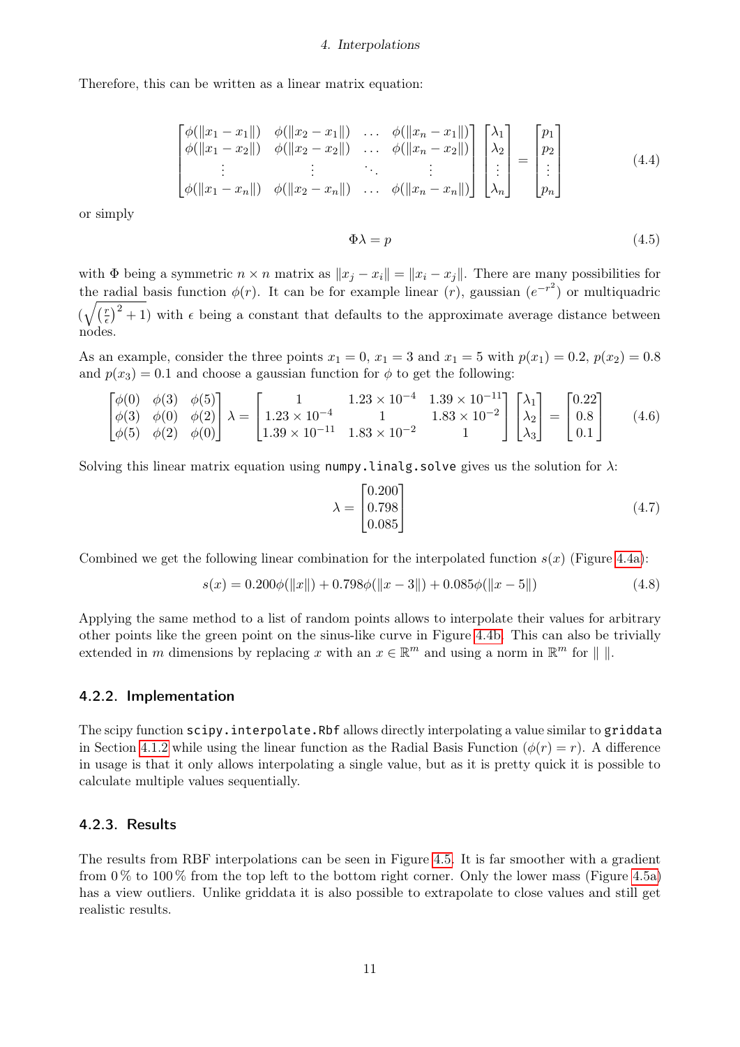Therefore, this can be written as a linear matrix equation:

$$
\begin{bmatrix}
\phi(\|x_1 - x_1\|) & \phi(\|x_2 - x_1\|) & \dots & \phi(\|x_n - x_1\|) \\
\phi(\|x_1 - x_2\|) & \phi(\|x_2 - x_2\|) & \dots & \phi(\|x_n - x_2\|) \\
\vdots & \vdots & \ddots & \vdots \\
\phi(\|x_1 - x_n\|) & \phi(\|x_2 - x_n\|) & \dots & \phi(\|x_n - x_n\|)
\end{bmatrix}
\begin{bmatrix}
\lambda_1 \\ \lambda_2 \\ \vdots \\ \lambda_n
\end{bmatrix}
=
\begin{bmatrix}
p_1 \\ p_2 \\ \vdots \\ p_n
\end{bmatrix}
\tag{4.4}
$$

or simply

$$
\Phi \lambda = p \tag{4.5}
$$

with $\Phi$ being a symmetric $n \times n$ matrix as $\|x_j - x_i\| = \|x_i - x_j\|$. There are many possibilities for the radial basis function $\phi(r)$. It can be for example linear ($r$), gaussian ($e^{-r^2}$) or multiquadric ($\sqrt{\left(\frac{r}{\epsilon}\right)^2 + 1}$) with $\epsilon$ being a constant that defaults to the approximate average distance between nodes.

As an example, consider the three points $x_1 = 0$, $x_1 = 3$ and $x_1 = 5$ with $p(x_1) = 0.2$, $p(x_2) = 0.8$ and $p(x_3) = 0.1$ and choose a gaussian function for $\phi$ to get the following:

$$
\begin{bmatrix}
\phi(0) & \phi(3) & \phi(5) \\
\phi(3) & \phi(0) & \phi(2) \\
\phi(5) & \phi(2) & \phi(0)
\end{bmatrix}
\lambda =
\begin{bmatrix}
1 & 1.23 \times 10^{-4} & 1.39 \times 10^{-11} \\
1.23 \times 10^{-4} & 1 & 1.83 \times 10^{-2} \\
1.39 \times 10^{-11} & 1.83 \times 10^{-2} & 1
\end{bmatrix}
\begin{bmatrix}
\lambda_1 \\ \lambda_2 \\ \lambda_3
\end{bmatrix}
=
\begin{bmatrix}
0.22 \\ 0.8 \\ 0.1
\end{bmatrix}
\tag{4.6}
$$

Solving this linear matrix equation using `numpy.linalg.solve` gives us the solution for $\lambda$:

$$
\lambda =
\begin{bmatrix}
0.200 \\ 0.798 \\ 0.085
\end{bmatrix}
\tag{4.7}
$$

Combined we get the following linear combination for the interpolated function $s(x)$ (Figure 4.4a):

$$
s(x) = 0.200\phi(\|x\|) + 0.798\phi(\|x - 3\|) + 0.085\phi(\|x - 5\|) \tag{4.8}
$$

Applying the same method to a list of random points allows to interpolate their values for arbitrary other points like the green point on the sinus-like curve in Figure 4.4b. This can also be trivially extended in $m$ dimensions by replacing $x$ with an $x \in \mathbb{R}^m$ and using a norm in $\mathbb{R}^m$ for $\| \ \|$.

### 4.2.2. Implementation

The scipy function `scipy.interpolate.Rbf` allows directly interpolating a value similar to `griddata` in Section 4.1.2 while using the linear function as the Radial Basis Function ($\phi(r) = r$). A difference in usage is that it only allows interpolating a single value, but as it is pretty quick it is possible to calculate multiple values sequentially.

### 4.2.3. Results

The results from RBF interpolations can be seen in Figure 4.5. It is far smoother with a gradient from 0 % to 100 % from the top left to the bottom right corner. Only the lower mass (Figure 4.5a) has a view outliers. Unlike griddata it is also possible to extrapolate to close values and still get realistic results.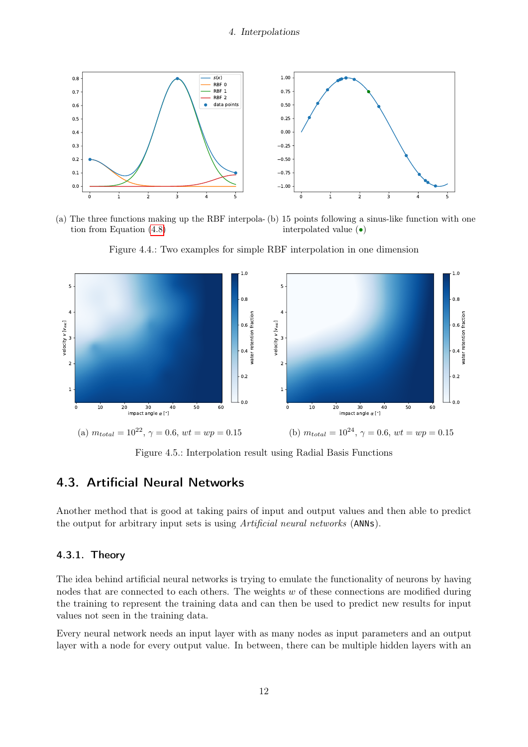(a) The three functions making up the RBF interpolation from Equation (4.8)

(b) 15 points following a sinus-like function with one interpolated value (●)

Figure 4.4.: Two examples for simple RBF interpolation in one dimension

(a) $m_{total} = 10^{22}$, $\gamma = 0.6$, $wt = wp = 0.15$

(b) $m_{total} = 10^{24}$, $\gamma = 0.6$, $wt = wp = 0.15$

Figure 4.5.: Interpolation result using Radial Basis Functions

## 4.3. Artificial Neural Networks

Another method that is good at taking pairs of input and output values and then able to predict the output for arbitrary input sets is using *Artificial neural networks* (ANNs).

### 4.3.1. Theory

The idea behind artificial neural networks is trying to emulate the functionality of neurons by having nodes that are connected to each others. The weights $w$ of these connections are modified during the training to represent the training data and can then be used to predict new results for input values not seen in the training data.

Every neural network needs an input layer with as many nodes as input parameters and an output layer with a node for every output value. In between, there can be multiple hidden layers with an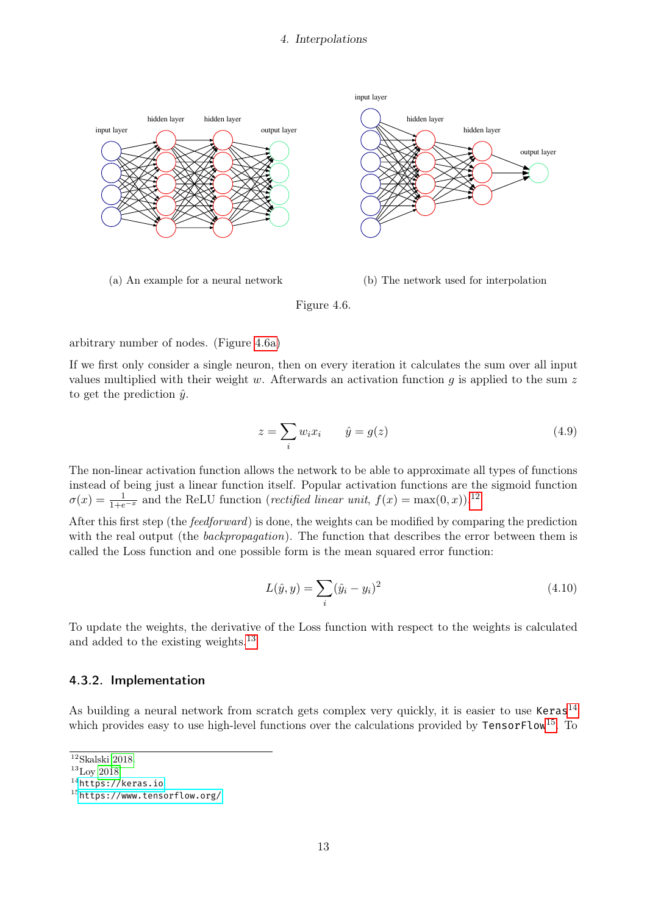(a) An example for a neural network

(b) The network used for interpolation

Figure 4.6.

arbitrary number of nodes. (Figure 4.6a)

If we first only consider a single neuron, then on every iteration it calculates the sum over all input values multiplied with their weight $w$. Afterwards an activation function $g$ is applied to the sum $z$ to get the prediction $\hat{y}$.

$$z = \sum_i w_i x_i \qquad \hat{y} = g(z) \tag{4.9}$$

The non-linear activation function allows the network to be able to approximate all types of functions instead of being just a linear function itself. Popular activation functions are the sigmoid function $\sigma(x) = \frac{1}{1+e^{-x}}$ and the ReLU function (*rectified linear unit*, $f(x) = \max(0, x)$).[12]

After this first step (the *feedforward*) is done, the weights can be modified by comparing the prediction with the real output (the *backpropagation*). The function that describes the error between them is called the Loss function and one possible form is the mean squared error function:

$$L(\hat{y}, y) = \sum_i (\hat{y}_i - y_i)^2 \tag{4.10}$$

To update the weights, the derivative of the Loss function with respect to the weights is calculated and added to the existing weights.[13]

### 4.3.2. Implementation

As building a neural network from scratch gets complex very quickly, it is easier to use `Keras`[14] which provides easy to use high-level functions over the calculations provided by `TensorFlow`[15]. To

[12] Skalski 2018
[13] Loy 2018
[14] https://keras.io
[15] https://www.tensorflow.org/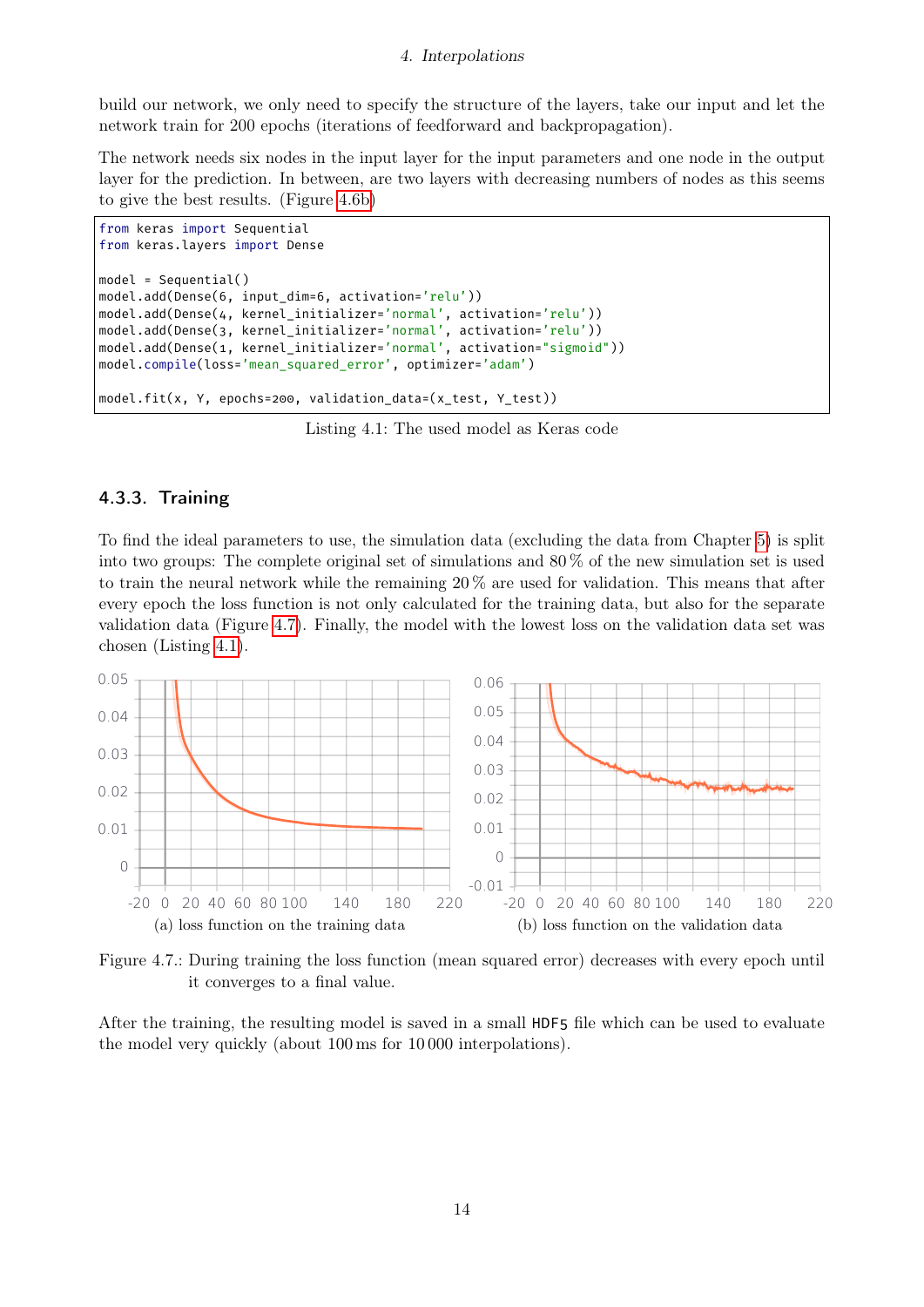build our network, we only need to specify the structure of the layers, take our input and let the network train for 200 epochs (iterations of feedforward and backpropagation).

The network needs six nodes in the input layer for the input parameters and one node in the output layer for the prediction. In between, are two layers with decreasing numbers of nodes as this seems to give the best results. (Figure 4.6b)

```
from keras import Sequential
from keras.layers import Dense

model = Sequential()
model.add(Dense(6, input_dim=6, activation='relu'))
model.add(Dense(4, kernel_initializer='normal', activation='relu'))
model.add(Dense(3, kernel_initializer='normal', activation='relu'))
model.add(Dense(1, kernel_initializer='normal', activation="sigmoid"))
model.compile(loss='mean_squared_error', optimizer='adam')

model.fit(x, Y, epochs=200, validation_data=(x_test, Y_test))
```

Listing 4.1: The used model as Keras code

### 4.3.3. Training

To find the ideal parameters to use, the simulation data (excluding the data from Chapter 5) is split into two groups: The complete original set of simulations and 80 % of the new simulation set is used to train the neural network while the remaining 20 % are used for validation. This means that after every epoch the loss function is not only calculated for the training data, but also for the separate validation data (Figure 4.7). Finally, the model with the lowest loss on the validation data set was chosen (Listing 4.1).

(a) loss function on the training data

(b) loss function on the validation data

Figure 4.7.: During training the loss function (mean squared error) decreases with every epoch until it converges to a final value.

After the training, the resulting model is saved in a small HDF5 file which can be used to evaluate the model very quickly (about 100 ms for 10 000 interpolations).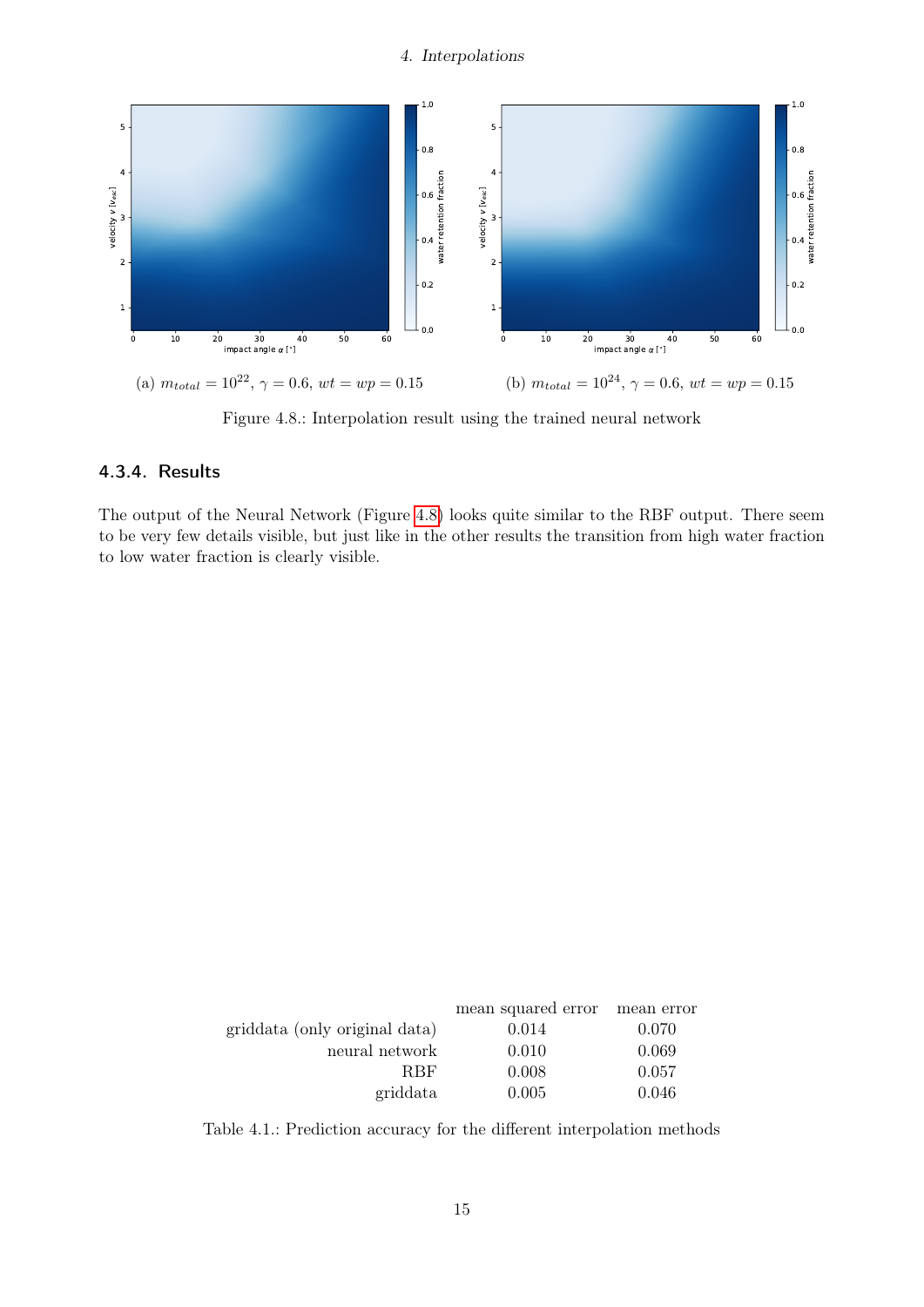(a) $m_{total} = 10^{22}$, $\gamma = 0.6$, $wt = wp = 0.15$

(b) $m_{total} = 10^{24}$, $\gamma = 0.6$, $wt = wp = 0.15$

Figure 4.8.: Interpolation result using the trained neural network

### 4.3.4. Results

The output of the Neural Network (Figure 4.8) looks quite similar to the RBF output. There seem to be very few details visible, but just like in the other results the transition from high water fraction to low water fraction is clearly visible.

| | mean squared error | mean error |
|---:|:---:|:---:|
| griddata (only original data) | 0.014 | 0.070 |
| neural network | 0.010 | 0.069 |
| RBF | 0.008 | 0.057 |
| griddata | 0.005 | 0.046 |

Table 4.1.: Prediction accuracy for the different interpolation methods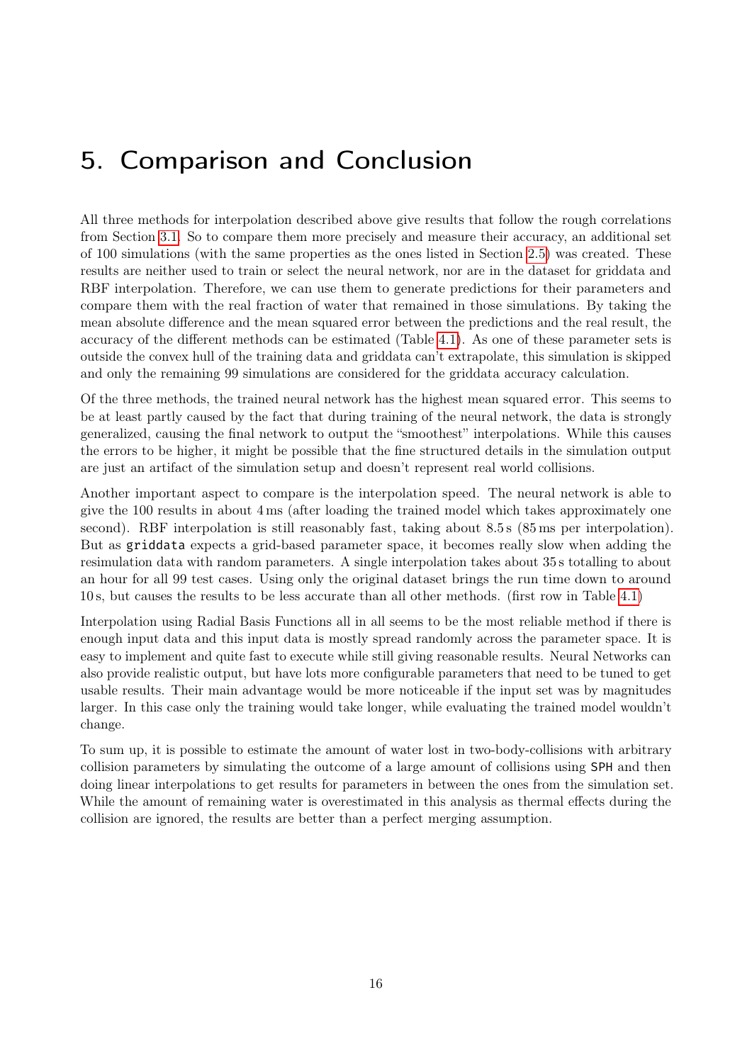# 5. Comparison and Conclusion

All three methods for interpolation described above give results that follow the rough correlations from Section 3.1. So to compare them more precisely and measure their accuracy, an additional set of 100 simulations (with the same properties as the ones listed in Section 2.5) was created. These results are neither used to train or select the neural network, nor are in the dataset for griddata and RBF interpolation. Therefore, we can use them to generate predictions for their parameters and compare them with the real fraction of water that remained in those simulations. By taking the mean absolute difference and the mean squared error between the predictions and the real result, the accuracy of the different methods can be estimated (Table 4.1). As one of these parameter sets is outside the convex hull of the training data and griddata can't extrapolate, this simulation is skipped and only the remaining 99 simulations are considered for the griddata accuracy calculation.

Of the three methods, the trained neural network has the highest mean squared error. This seems to be at least partly caused by the fact that during training of the neural network, the data is strongly generalized, causing the final network to output the "smoothest" interpolations. While this causes the errors to be higher, it might be possible that the fine structured details in the simulation output are just an artifact of the simulation setup and doesn't represent real world collisions.

Another important aspect to compare is the interpolation speed. The neural network is able to give the 100 results in about 4 ms (after loading the trained model which takes approximately one second). RBF interpolation is still reasonably fast, taking about 8.5 s (85 ms per interpolation). But as `griddata` expects a grid-based parameter space, it becomes really slow when adding the resimulation data with random parameters. A single interpolation takes about 35 s totalling to about an hour for all 99 test cases. Using only the original dataset brings the run time down to around 10 s, but causes the results to be less accurate than all other methods. (first row in Table 4.1)

Interpolation using Radial Basis Functions all in all seems to be the most reliable method if there is enough input data and this input data is mostly spread randomly across the parameter space. It is easy to implement and quite fast to execute while still giving reasonable results. Neural Networks can also provide realistic output, but have lots more configurable parameters that need to be tuned to get usable results. Their main advantage would be more noticeable if the input set was by magnitudes larger. In this case only the training would take longer, while evaluating the trained model wouldn't change.

To sum up, it is possible to estimate the amount of water lost in two-body-collisions with arbitrary collision parameters by simulating the outcome of a large amount of collisions using `SPH` and then doing linear interpolations to get results for parameters in between the ones from the simulation set. While the amount of remaining water is overestimated in this analysis as thermal effects during the collision are ignored, the results are better than a perfect merging assumption.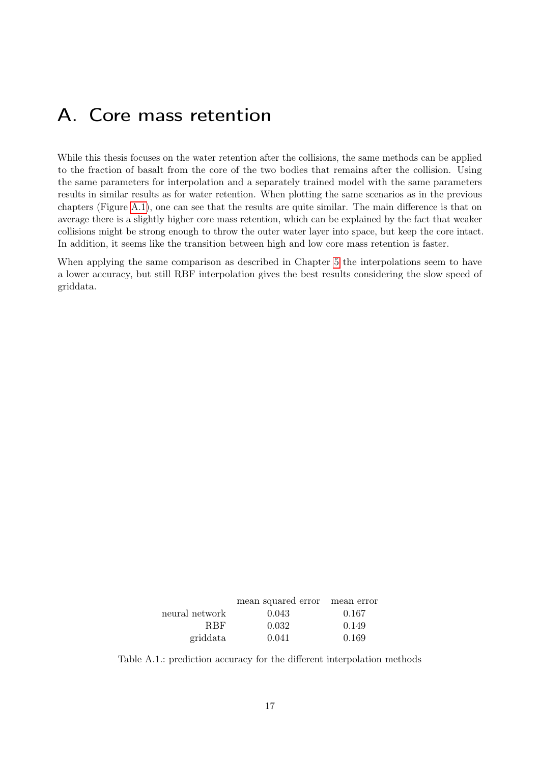# A. Core mass retention

While this thesis focuses on the water retention after the collisions, the same methods can be applied to the fraction of basalt from the core of the two bodies that remains after the collision. Using the same parameters for interpolation and a separately trained model with the same parameters results in similar results as for water retention. When plotting the same scenarios as in the previous chapters (Figure A.1), one can see that the results are quite similar. The main difference is that on average there is a slightly higher core mass retention, which can be explained by the fact that weaker collisions might be strong enough to throw the outer water layer into space, but keep the core intact. In addition, it seems like the transition between high and low core mass retention is faster.

When applying the same comparison as described in Chapter 5 the interpolations seem to have a lower accuracy, but still RBF interpolation gives the best results considering the slow speed of griddata.

| | mean squared error | mean error |
|---|---|---|
| neural network | 0.043 | 0.167 |
| RBF | 0.032 | 0.149 |
| griddata | 0.041 | 0.169 |

Table A.1.: prediction accuracy for the different interpolation methods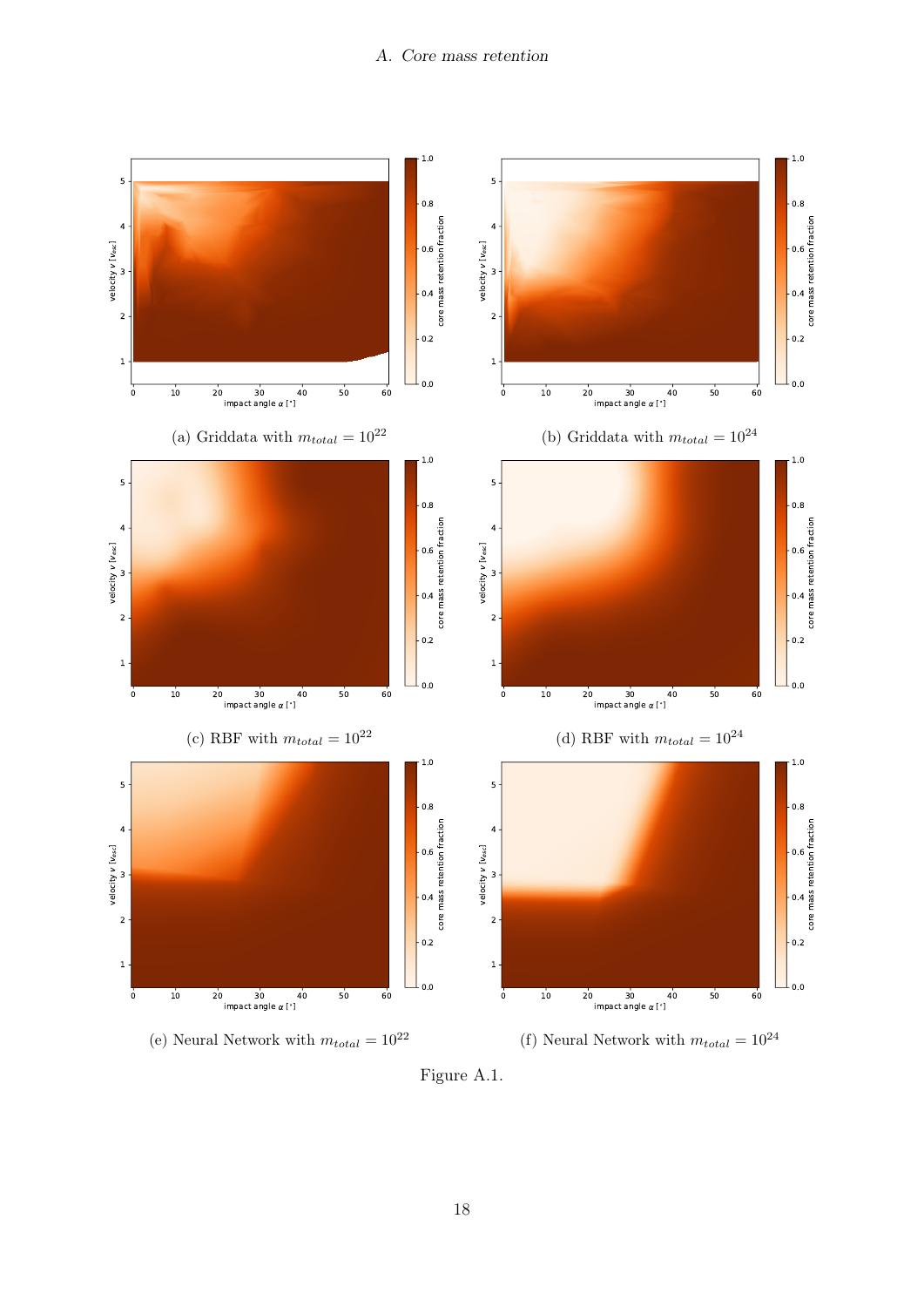## A. Core mass retention

(a) Griddata with $m_{total} = 10^{22}$

(b) Griddata with $m_{total} = 10^{24}$

(c) RBF with $m_{total} = 10^{22}$

(d) RBF with $m_{total} = 10^{24}$

(e) Neural Network with $m_{total} = 10^{22}$

(f) Neural Network with $m_{total} = 10^{24}$

Figure A.1.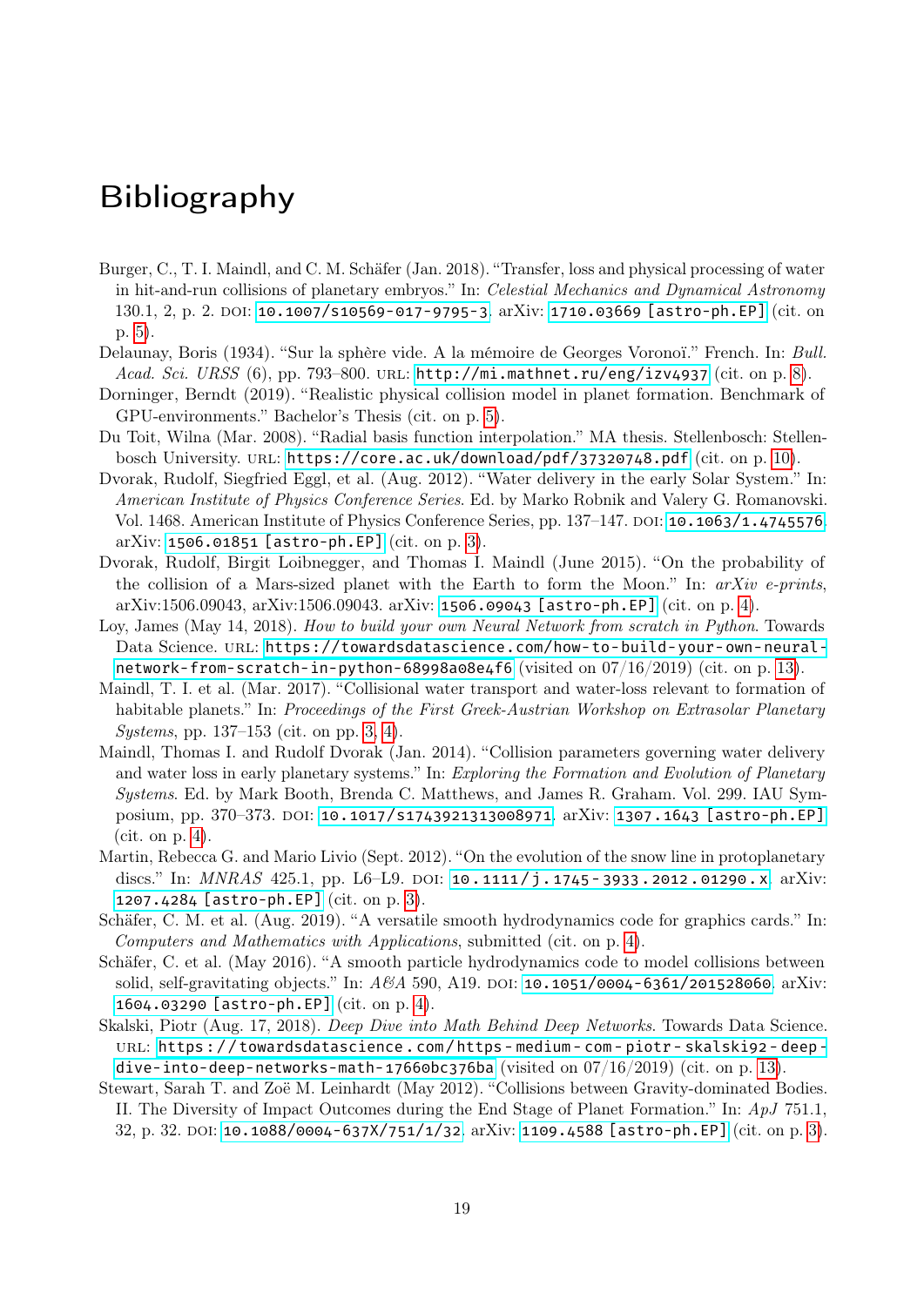# Bibliography

Burger, C., T. I. Maindl, and C. M. Schäfer (Jan. 2018). "Transfer, loss and physical processing of water in hit-and-run collisions of planetary embryos." In: *Celestial Mechanics and Dynamical Astronomy* 130.1, 2, p. 2. DOI: 10.1007/s10569-017-9795-3. arXiv: 1710.03669 [astro-ph.EP] (cit. on p. 5).

Delaunay, Boris (1934). "Sur la sphère vide. A la mémoire de Georges Voronoï." French. In: *Bull. Acad. Sci. URSS* (6), pp. 793–800. URL: http://mi.mathnet.ru/eng/izv4937 (cit. on p. 8).

Dorninger, Berndt (2019). "Realistic physical collision model in planet formation. Benchmark of GPU-environments." Bachelor's Thesis (cit. on p. 5).

Du Toit, Wilna (Mar. 2008). "Radial basis function interpolation." MA thesis. Stellenbosch: Stellenbosch University. URL: https://core.ac.uk/download/pdf/37320748.pdf (cit. on p. 10).

Dvorak, Rudolf, Siegfried Eggl, et al. (Aug. 2012). "Water delivery in the early Solar System." In: *American Institute of Physics Conference Series*. Ed. by Marko Robnik and Valery G. Romanovski. Vol. 1468. American Institute of Physics Conference Series, pp. 137–147. DOI: 10.1063/1.4745576. arXiv: 1506.01851 [astro-ph.EP] (cit. on p. 3).

Dvorak, Rudolf, Birgit Loibnegger, and Thomas I. Maindl (June 2015). "On the probability of the collision of a Mars-sized planet with the Earth to form the Moon." In: *arXiv e-prints*, arXiv:1506.09043, arXiv:1506.09043. arXiv: 1506.09043 [astro-ph.EP] (cit. on p. 4).

Loy, James (May 14, 2018). *How to build your own Neural Network from scratch in Python*. Towards Data Science. URL: https://towardsdatascience.com/how-to-build-your-own-neural-network-from-scratch-in-python-68998a08e4f6 (visited on 07/16/2019) (cit. on p. 13).

Maindl, T. I. et al. (Mar. 2017). "Collisional water transport and water-loss relevant to formation of habitable planets." In: *Proceedings of the First Greek-Austrian Workshop on Extrasolar Planetary Systems*, pp. 137–153 (cit. on pp. 3, 4).

Maindl, Thomas I. and Rudolf Dvorak (Jan. 2014). "Collision parameters governing water delivery and water loss in early planetary systems." In: *Exploring the Formation and Evolution of Planetary Systems*. Ed. by Mark Booth, Brenda C. Matthews, and James R. Graham. Vol. 299. IAU Symposium, pp. 370–373. DOI: 10.1017/S1743921313008971. arXiv: 1307.1643 [astro-ph.EP] (cit. on p. 4).

Martin, Rebecca G. and Mario Livio (Sept. 2012). "On the evolution of the snow line in protoplanetary discs." In: *MNRAS* 425.1, pp. L6–L9. DOI: 10.1111/j.1745-3933.2012.01290.x. arXiv: 1207.4284 [astro-ph.EP] (cit. on p. 3).

Schäfer, C. M. et al. (Aug. 2019). "A versatile smooth hydrodynamics code for graphics cards." In: *Computers and Mathematics with Applications*, submitted (cit. on p. 4).

Schäfer, C. et al. (May 2016). "A smooth particle hydrodynamics code to model collisions between solid, self-gravitating objects." In: *A&A* 590, A19. DOI: 10.1051/0004-6361/201528060. arXiv: 1604.03290 [astro-ph.EP] (cit. on p. 4).

Skalski, Piotr (Aug. 17, 2018). *Deep Dive into Math Behind Deep Networks*. Towards Data Science. URL: https://towardsdatascience.com/https-medium-com-piotr-skalski92-deep-dive-into-deep-networks-math-17660bc376ba (visited on 07/16/2019) (cit. on p. 13).

Stewart, Sarah T. and Zoë M. Leinhardt (May 2012). "Collisions between Gravity-dominated Bodies. II. The Diversity of Impact Outcomes during the End Stage of Planet Formation." In: *ApJ* 751.1, 32, p. 32. DOI: 10.1088/0004-637X/751/1/32. arXiv: 1109.4588 [astro-ph.EP] (cit. on p. 3).